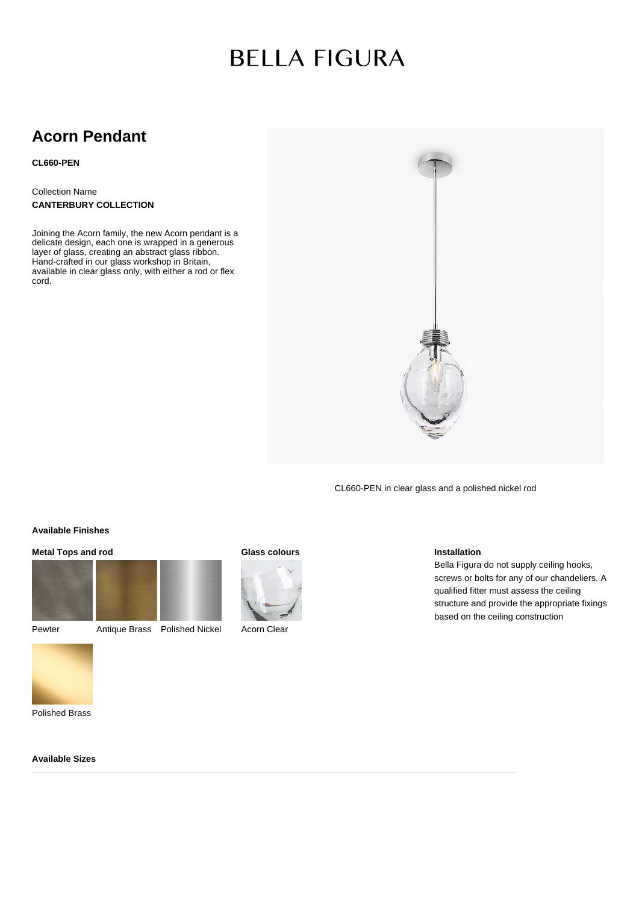# BELLA FIGURA

## Acorn Pendant

**CL660-PEN**

Collection Name

**CANTERBURY COLLECTION**

Joining the Acorn family, the new Acorn pendant is a delicate design, each one is wrapped in a generous layer of glass, creating an abstract glass ribbon. Hand-crafted in our glass workshop in Britain, available in clear glass only, with either a rod or flex cord.

CL660-PEN in clear glass and a polished nickel rod

### Available Finishes

**Metal Tops and rod**

Pewter

Antique Brass

Polished Nickel

Polished Brass

**Glass colours**

Acorn Clear

**Installation**

Bella Figura do not supply ceiling hooks, screws or bolts for any of our chandeliers. A qualified fitter must assess the ceiling structure and provide the appropriate fixings based on the ceiling construction

### Available Sizes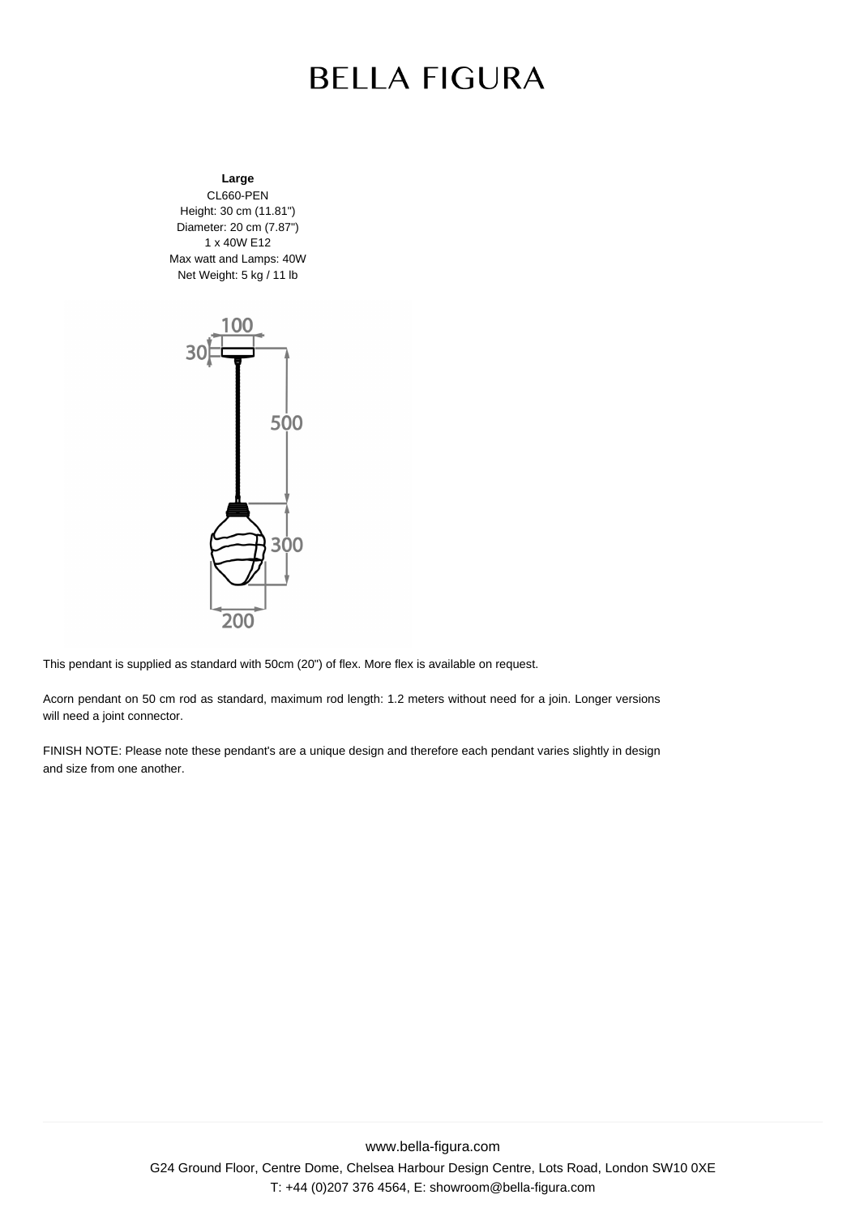# BELLA FIGURA

**Large**
CL660-PEN
Height: 30 cm (11.81")
Diameter: 20 cm (7.87")
1 x 40W E12
Max watt and Lamps: 40W
Net Weight: 5 kg / 11 lb

100
30
500
300
200

This pendant is supplied as standard with 50cm (20") of flex. More flex is available on request.

Acorn pendant on 50 cm rod as standard, maximum rod length: 1.2 meters without need for a join. Longer versions will need a joint connector.

FINISH NOTE: Please note these pendant's are a unique design and therefore each pendant varies slightly in design and size from one another.

www.bella-figura.com
G24 Ground Floor, Centre Dome, Chelsea Harbour Design Centre, Lots Road, London SW10 0XE
T: +44 (0)207 376 4564, E: showroom@bella-figura.com